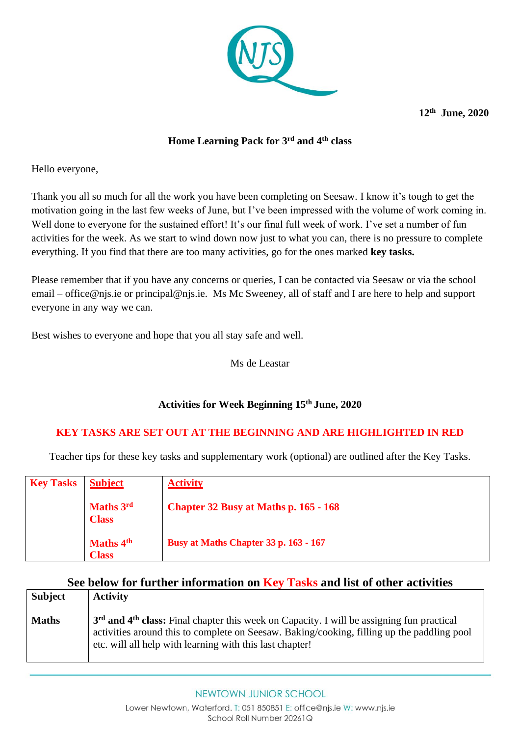12th June, 2020

**Home Learning Pack for 3rd and 4th class**

Hello everyone,

Thank you all so much for all the work you have been completing on Seesaw. I know it's tough to get the motivation going in the last few weeks of June, but I've been impressed with the volume of work coming in. Well done to everyone for the sustained effort! It's our final full week of work. I've set a number of fun activities for the week. As we start to wind down now just to what you can, there is no pressure to complete everything. If you find that there are too many activities, go for the ones marked **key tasks.**

Please remember that if you have any concerns or queries, I can be contacted via Seesaw or via the school email – office@njs.ie or principal@njs.ie.  Ms Mc Sweeney, all of staff and I are here to help and support everyone in any way we can.

Best wishes to everyone and hope that you all stay safe and well.

Ms de Leastar

**Activities for Week Beginning 15th June, 2020**

**KEY TASKS ARE SET OUT AT THE BEGINNING AND ARE HIGHLIGHTED IN RED**

Teacher tips for these key tasks and supplementary work (optional) are outlined after the Key Tasks.

| Key Tasks | Subject | Activity |
|---|---|---|
| | **Maths 3rd Class** | **Chapter 32 Busy at Maths p. 165 - 168** |
| | **Maths 4th Class** | **Busy at Maths Chapter 33 p. 163 - 167** |

**See below for further information on Key Tasks and list of other activities**

| Subject | Activity |
|---|---|
| **Maths** | **3rd and 4th class:** Final chapter this week on Capacity. I will be assigning fun practical activities around this to complete on Seesaw. Baking/cooking, filling up the paddling pool etc. will all help with learning with this last chapter! |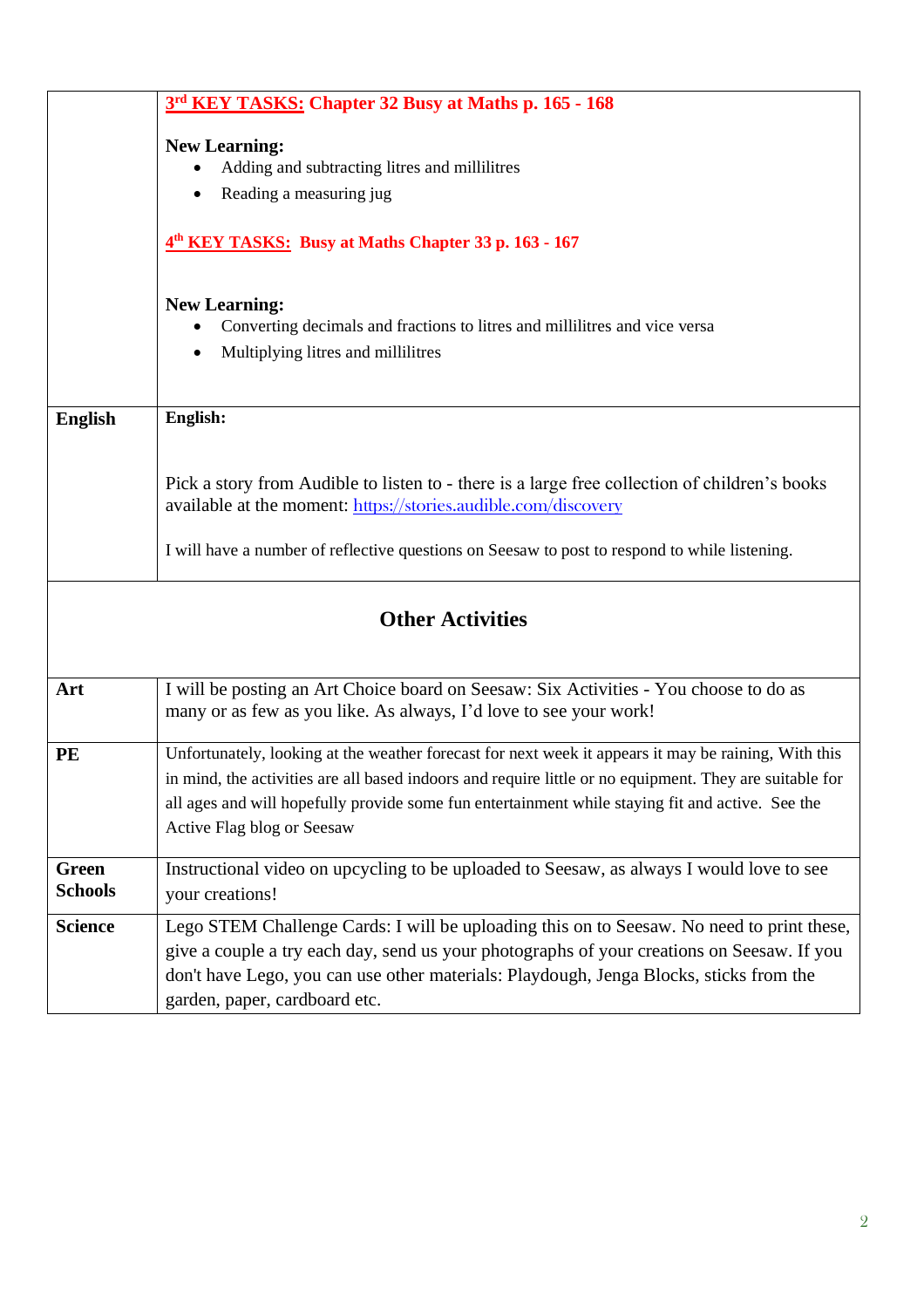| | |
|---|---|
| | **3rd KEY TASKS: Chapter 32 Busy at Maths p. 165 - 168**<br><br>**New Learning:**<br>• Adding and subtracting litres and millilitres<br>• Reading a measuring jug<br><br>**4th KEY TASKS: Busy at Maths Chapter 33 p. 163 - 167**<br><br>**New Learning:**<br>• Converting decimals and fractions to litres and millilitres and vice versa<br>• Multiplying litres and millilitres |
| **English** | **English:**<br><br>Pick a story from Audible to listen to - there is a large free collection of children's books available at the moment: https://stories.audible.com/discovery<br><br>I will have a number of reflective questions on Seesaw to post to respond to while listening. |
| **Other Activities** | |
| **Art** | I will be posting an Art Choice board on Seesaw: Six Activities - You choose to do as many or as few as you like. As always, I'd love to see your work! |
| **PE** | Unfortunately, looking at the weather forecast for next week it appears it may be raining, With this in mind, the activities are all based indoors and require little or no equipment. They are suitable for all ages and will hopefully provide some fun entertainment while staying fit and active. See the Active Flag blog or Seesaw |
| **Green Schools** | Instructional video on upcycling to be uploaded to Seesaw, as always I would love to see your creations! |
| **Science** | Lego STEM Challenge Cards: I will be uploading this on to Seesaw. No need to print these, give a couple a try each day, send us your photographs of your creations on Seesaw. If you don't have Lego, you can use other materials: Playdough, Jenga Blocks, sticks from the garden, paper, cardboard etc. |